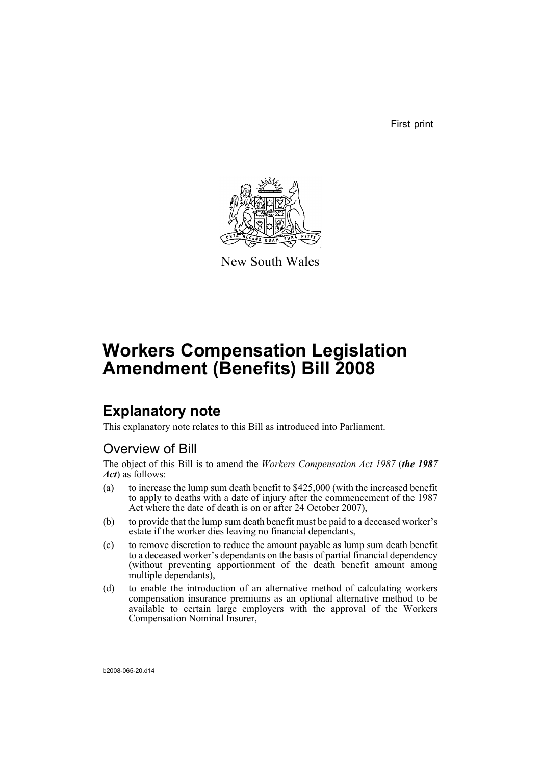First print

New South Wales

# Workers Compensation Legislation Amendment (Benefits) Bill 2008

## Explanatory note

This explanatory note relates to this Bill as introduced into Parliament.

### Overview of Bill

The object of this Bill is to amend the *Workers Compensation Act 1987* (***the 1987 Act***) as follows:

(a) to increase the lump sum death benefit to $425,000 (with the increased benefit to apply to deaths with a date of injury after the commencement of the 1987 Act where the date of death is on or after 24 October 2007),

(b) to provide that the lump sum death benefit must be paid to a deceased worker's estate if the worker dies leaving no financial dependants,

(c) to remove discretion to reduce the amount payable as lump sum death benefit to a deceased worker's dependants on the basis of partial financial dependency (without preventing apportionment of the death benefit amount among multiple dependants),

(d) to enable the introduction of an alternative method of calculating workers compensation insurance premiums as an optional alternative method to be available to certain large employers with the approval of the Workers Compensation Nominal Insurer,

b2008-065-20.d14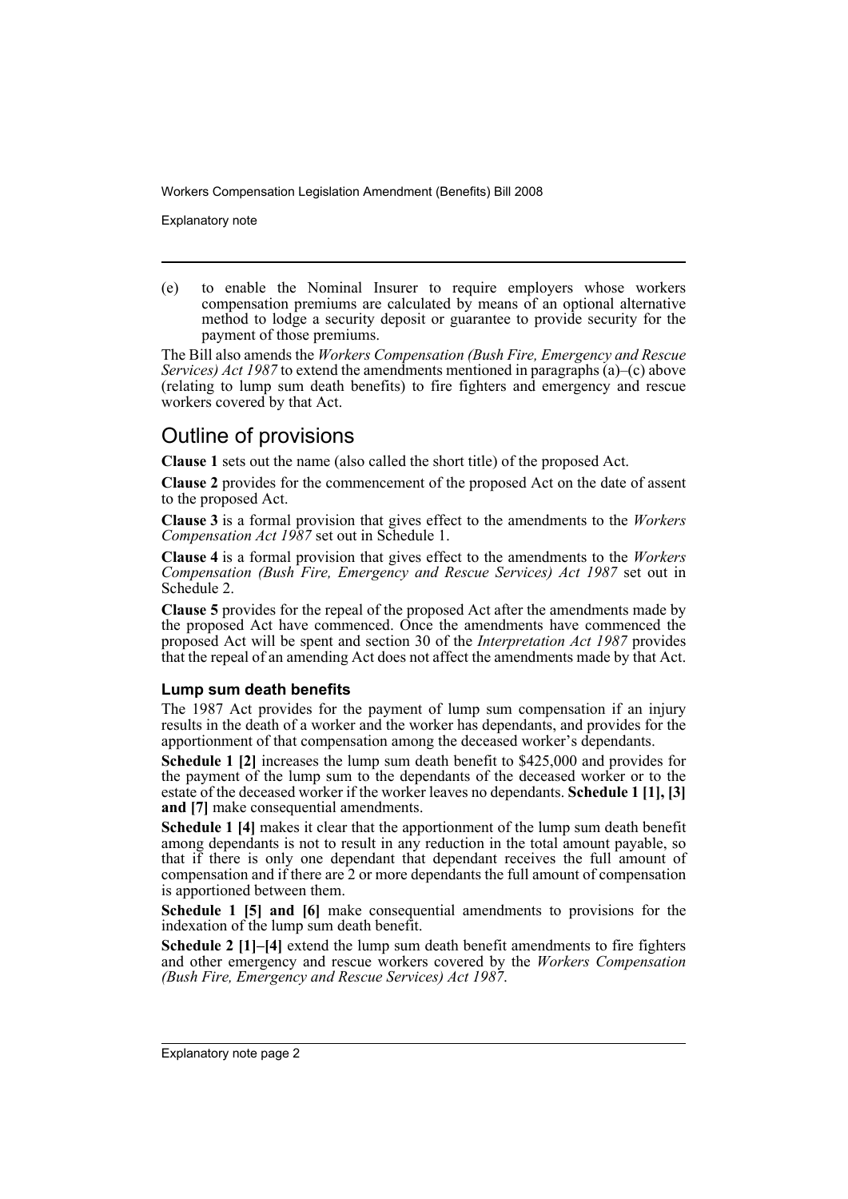(e) to enable the Nominal Insurer to require employers whose workers compensation premiums are calculated by means of an optional alternative method to lodge a security deposit or guarantee to provide security for the payment of those premiums.

The Bill also amends the *Workers Compensation (Bush Fire, Emergency and Rescue Services) Act 1987* to extend the amendments mentioned in paragraphs (a)–(c) above (relating to lump sum death benefits) to fire fighters and emergency and rescue workers covered by that Act.

## Outline of provisions

**Clause 1** sets out the name (also called the short title) of the proposed Act.

**Clause 2** provides for the commencement of the proposed Act on the date of assent to the proposed Act.

**Clause 3** is a formal provision that gives effect to the amendments to the *Workers Compensation Act 1987* set out in Schedule 1.

**Clause 4** is a formal provision that gives effect to the amendments to the *Workers Compensation (Bush Fire, Emergency and Rescue Services) Act 1987* set out in Schedule 2.

**Clause 5** provides for the repeal of the proposed Act after the amendments made by the proposed Act have commenced. Once the amendments have commenced the proposed Act will be spent and section 30 of the *Interpretation Act 1987* provides that the repeal of an amending Act does not affect the amendments made by that Act.

### Lump sum death benefits

The 1987 Act provides for the payment of lump sum compensation if an injury results in the death of a worker and the worker has dependants, and provides for the apportionment of that compensation among the deceased worker's dependants.

**Schedule 1 [2]** increases the lump sum death benefit to $425,000 and provides for the payment of the lump sum to the dependants of the deceased worker or to the estate of the deceased worker if the worker leaves no dependants. **Schedule 1 [1], [3] and [7]** make consequential amendments.

**Schedule 1 [4]** makes it clear that the apportionment of the lump sum death benefit among dependants is not to result in any reduction in the total amount payable, so that if there is only one dependant that dependant receives the full amount of compensation and if there are 2 or more dependants the full amount of compensation is apportioned between them.

**Schedule 1 [5] and [6]** make consequential amendments to provisions for the indexation of the lump sum death benefit.

**Schedule 2 [1]–[4]** extend the lump sum death benefit amendments to fire fighters and other emergency and rescue workers covered by the *Workers Compensation (Bush Fire, Emergency and Rescue Services) Act 1987*.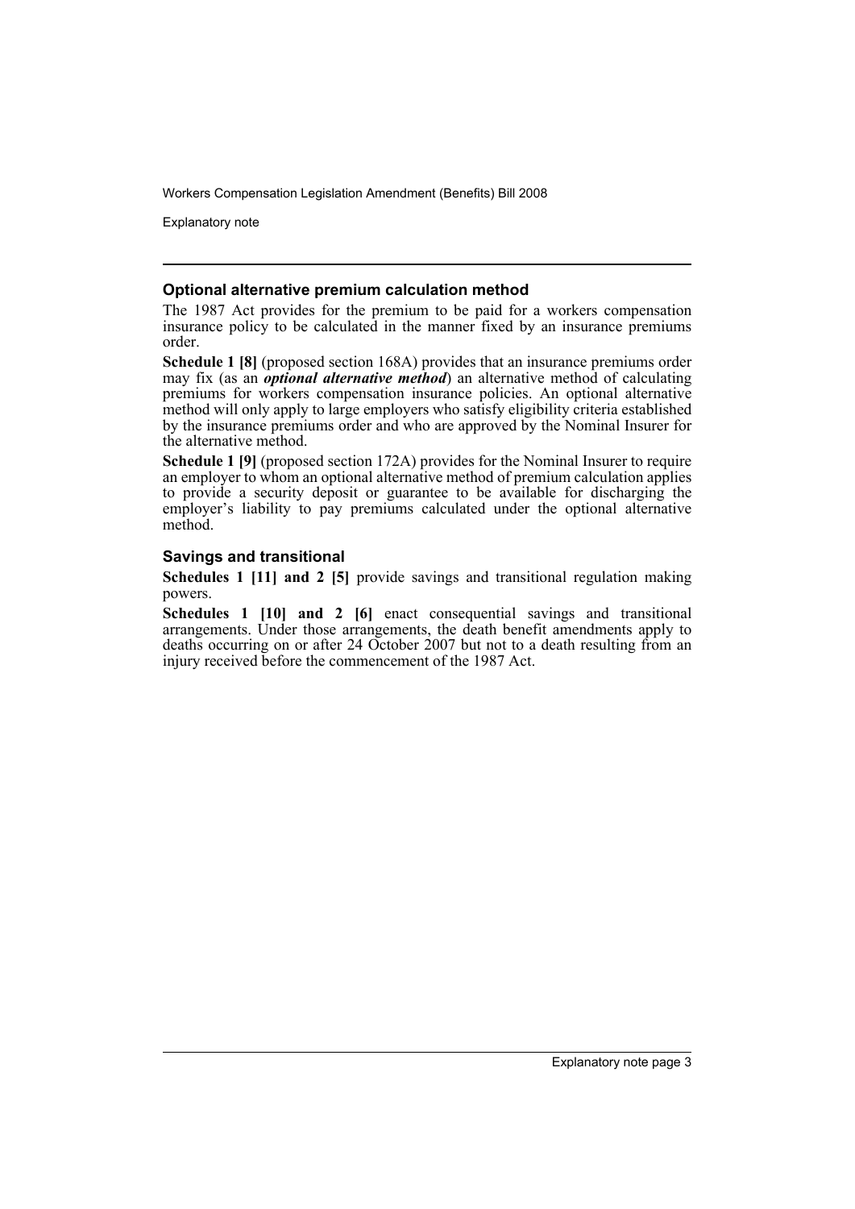### Optional alternative premium calculation method

The 1987 Act provides for the premium to be paid for a workers compensation insurance policy to be calculated in the manner fixed by an insurance premiums order.

**Schedule 1 [8]** (proposed section 168A) provides that an insurance premiums order may fix (as an ***optional alternative method***) an alternative method of calculating premiums for workers compensation insurance policies. An optional alternative method will only apply to large employers who satisfy eligibility criteria established by the insurance premiums order and who are approved by the Nominal Insurer for the alternative method.

**Schedule 1 [9]** (proposed section 172A) provides for the Nominal Insurer to require an employer to whom an optional alternative method of premium calculation applies to provide a security deposit or guarantee to be available for discharging the employer's liability to pay premiums calculated under the optional alternative method.

### Savings and transitional

**Schedules 1 [11] and 2 [5]** provide savings and transitional regulation making powers.

**Schedules 1 [10] and 2 [6]** enact consequential savings and transitional arrangements. Under those arrangements, the death benefit amendments apply to deaths occurring on or after 24 October 2007 but not to a death resulting from an injury received before the commencement of the 1987 Act.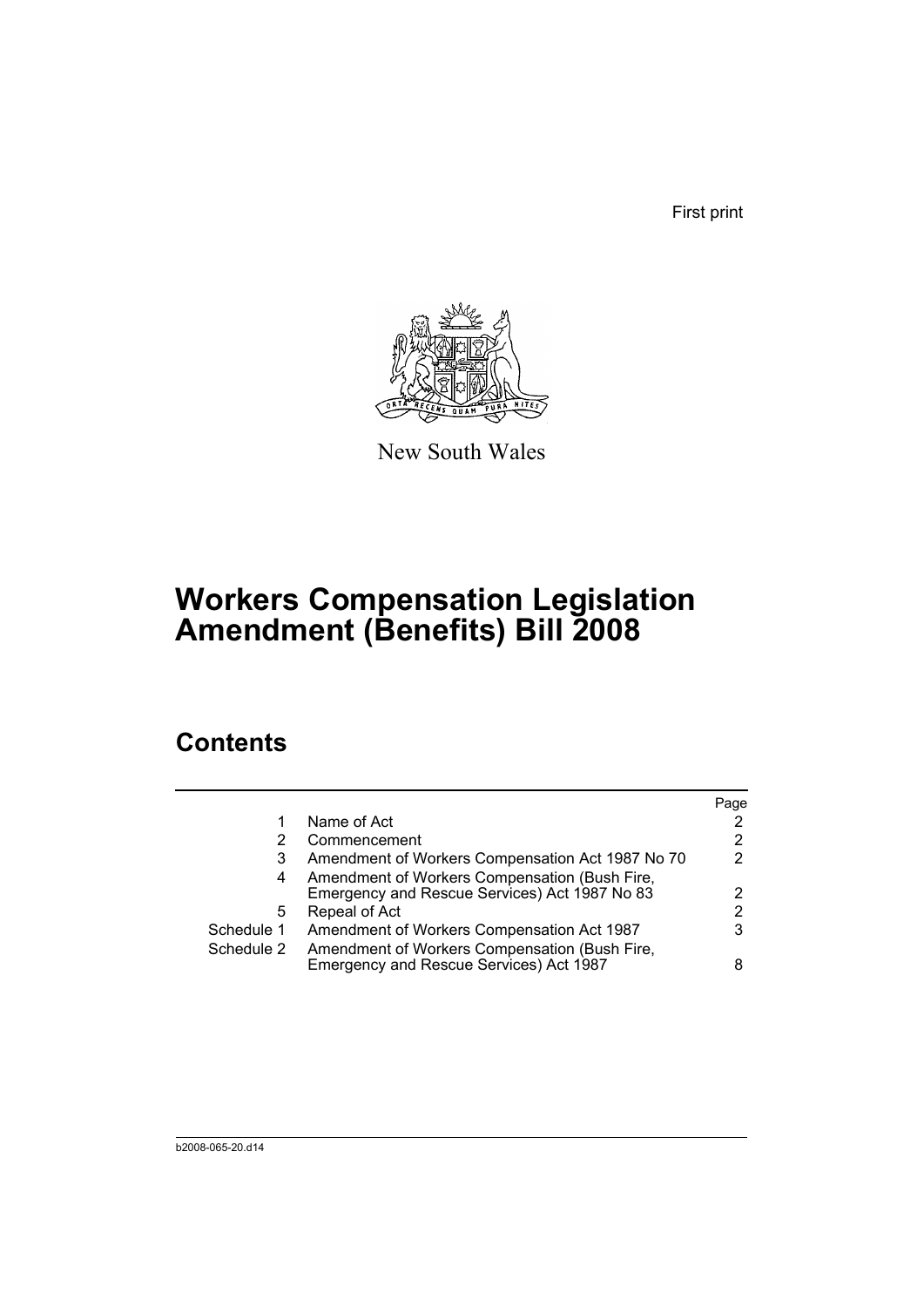First print

New South Wales

# Workers Compensation Legislation Amendment (Benefits) Bill 2008

## Contents

| | | Page |
|---|---|---|
| 1 | Name of Act | 2 |
| 2 | Commencement | 2 |
| 3 | Amendment of Workers Compensation Act 1987 No 70 | 2 |
| 4 | Amendment of Workers Compensation (Bush Fire, Emergency and Rescue Services) Act 1987 No 83 | 2 |
| 5 | Repeal of Act | 2 |
| Schedule 1 | Amendment of Workers Compensation Act 1987 | 3 |
| Schedule 2 | Amendment of Workers Compensation (Bush Fire, Emergency and Rescue Services) Act 1987 | 8 |

b2008-065-20.d14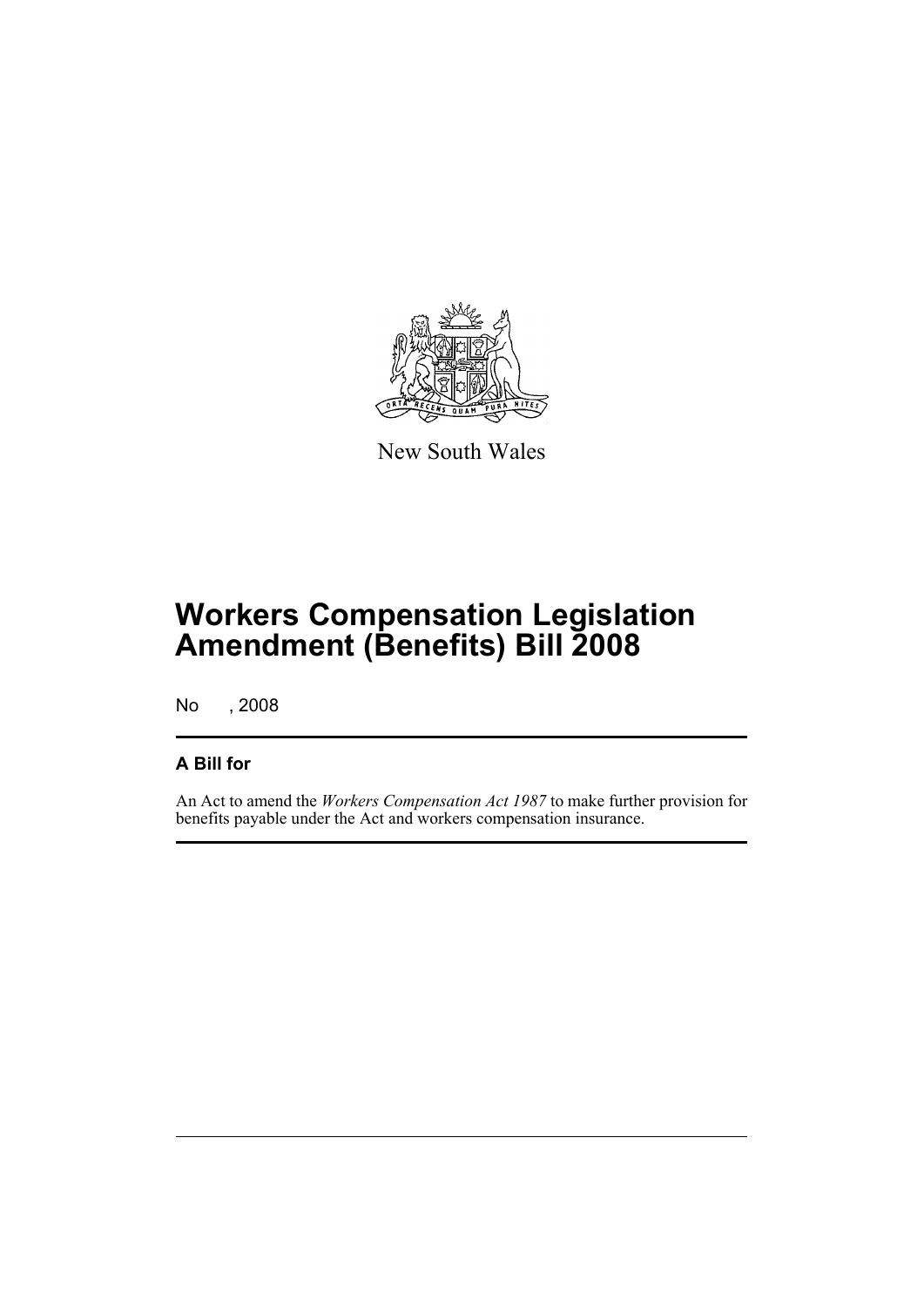New South Wales

# Workers Compensation Legislation Amendment (Benefits) Bill 2008

No , 2008

## A Bill for

An Act to amend the *Workers Compensation Act 1987* to make further provision for benefits payable under the Act and workers compensation insurance.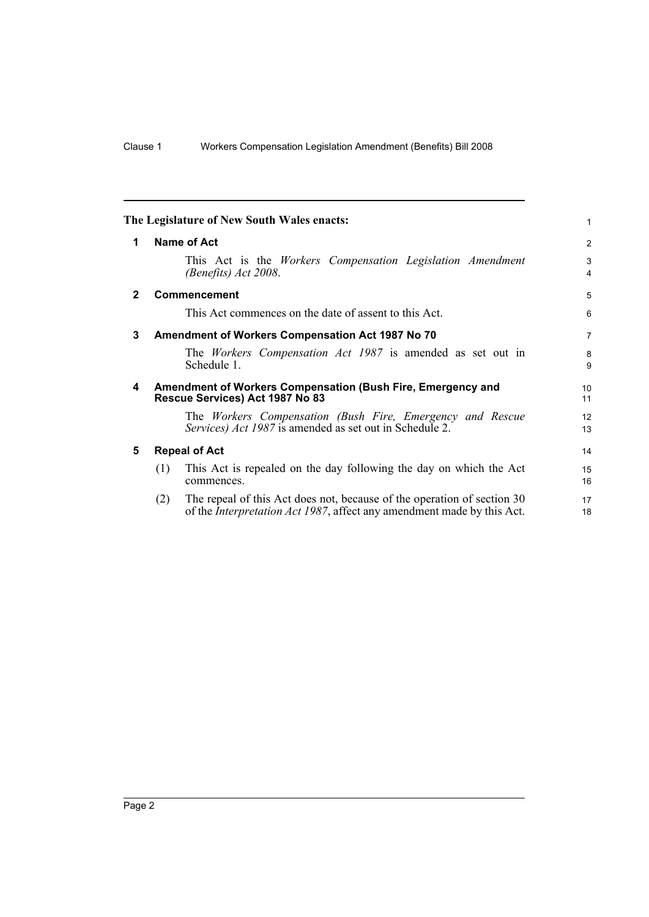**The Legislature of New South Wales enacts:**

## 1 Name of Act

This Act is the *Workers Compensation Legislation Amendment (Benefits) Act 2008*.

## 2 Commencement

This Act commences on the date of assent to this Act.

## 3 Amendment of Workers Compensation Act 1987 No 70

The *Workers Compensation Act 1987* is amended as set out in Schedule 1.

## 4 Amendment of Workers Compensation (Bush Fire, Emergency and Rescue Services) Act 1987 No 83

The *Workers Compensation (Bush Fire, Emergency and Rescue Services) Act 1987* is amended as set out in Schedule 2.

## 5 Repeal of Act

(1) This Act is repealed on the day following the day on which the Act commences.

(2) The repeal of this Act does not, because of the operation of section 30 of the *Interpretation Act 1987*, affect any amendment made by this Act.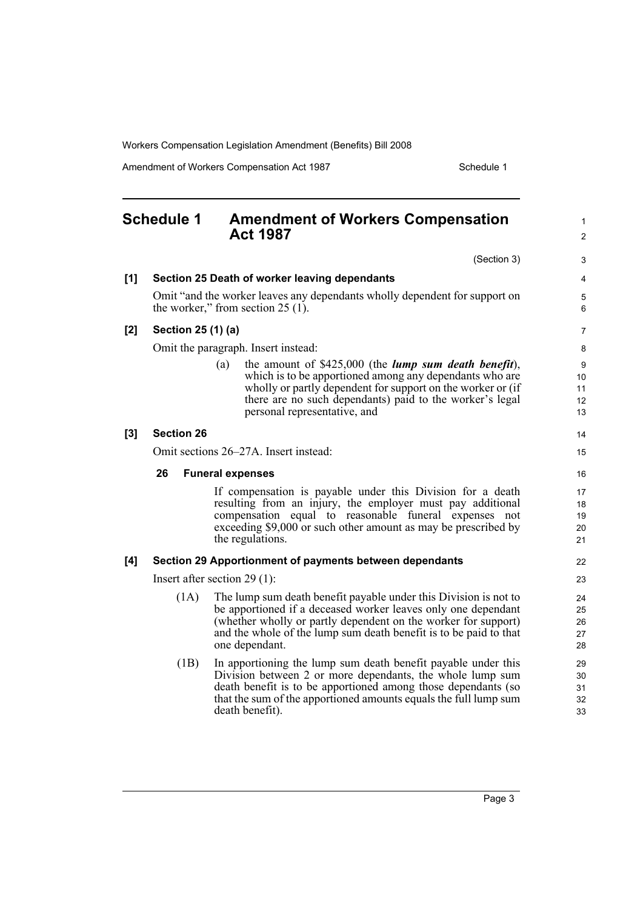# Schedule 1 Amendment of Workers Compensation Act 1987

(Section 3)

**[1] Section 25 Death of worker leaving dependants**

Omit "and the worker leaves any dependants wholly dependent for support on the worker," from section 25 (1).

**[2] Section 25 (1) (a)**

Omit the paragraph. Insert instead:

(a) the amount of $425,000 (the ***lump sum death benefit***), which is to be apportioned among any dependants who are wholly or partly dependent for support on the worker or (if there are no such dependants) paid to the worker's legal personal representative, and

**[3] Section 26**

Omit sections 26–27A. Insert instead:

**26 Funeral expenses**

If compensation is payable under this Division for a death resulting from an injury, the employer must pay additional compensation equal to reasonable funeral expenses not exceeding $9,000 or such other amount as may be prescribed by the regulations.

**[4] Section 29 Apportionment of payments between dependants**

Insert after section 29 (1):

(1A) The lump sum death benefit payable under this Division is not to be apportioned if a deceased worker leaves only one dependant (whether wholly or partly dependent on the worker for support) and the whole of the lump sum death benefit is to be paid to that one dependant.

(1B) In apportioning the lump sum death benefit payable under this Division between 2 or more dependants, the whole lump sum death benefit is to be apportioned among those dependants (so that the sum of the apportioned amounts equals the full lump sum death benefit).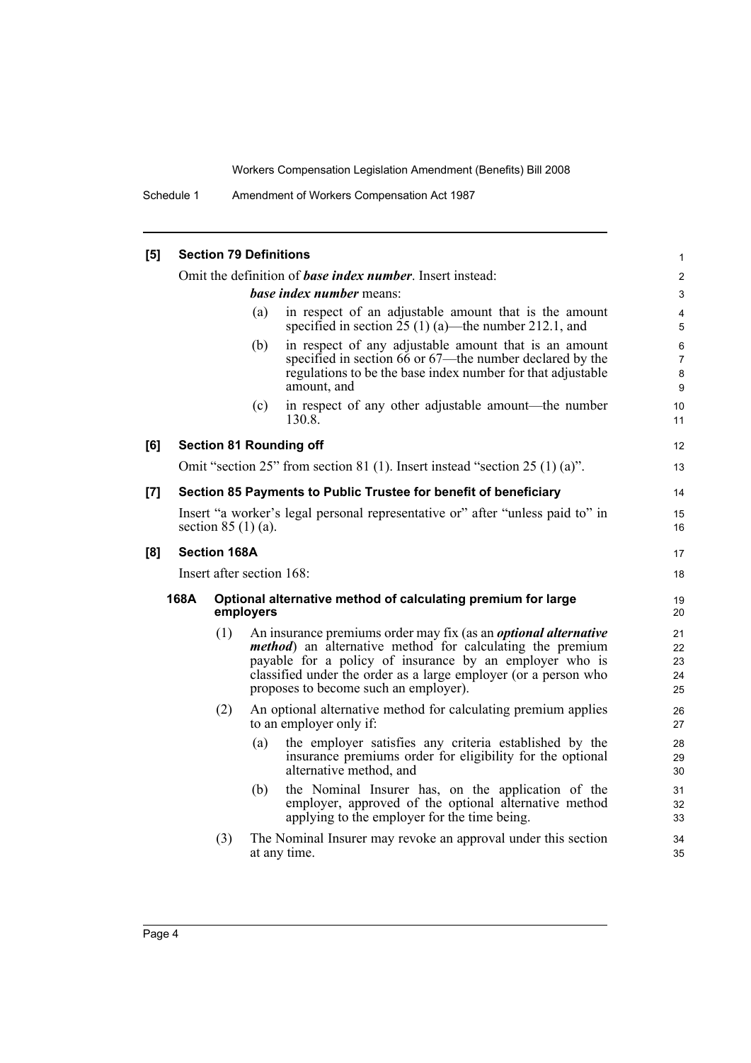**[5] Section 79 Definitions**

Omit the definition of ***base index number***. Insert instead:

***base index number*** means:

(a) in respect of an adjustable amount that is the amount specified in section 25 (1) (a)—the number 212.1, and

(b) in respect of any adjustable amount that is an amount specified in section 66 or 67—the number declared by the regulations to be the base index number for that adjustable amount, and

(c) in respect of any other adjustable amount—the number 130.8.

**[6] Section 81 Rounding off**

Omit "section 25" from section 81 (1). Insert instead "section 25 (1) (a)".

**[7] Section 85 Payments to Public Trustee for benefit of beneficiary**

Insert "a worker's legal personal representative or" after "unless paid to" in section 85 (1) (a).

**[8] Section 168A**

Insert after section 168:

**168A Optional alternative method of calculating premium for large employers**

(1) An insurance premiums order may fix (as an ***optional alternative method***) an alternative method for calculating the premium payable for a policy of insurance by an employer who is classified under the order as a large employer (or a person who proposes to become such an employer).

(2) An optional alternative method for calculating premium applies to an employer only if:

(a) the employer satisfies any criteria established by the insurance premiums order for eligibility for the optional alternative method, and

(b) the Nominal Insurer has, on the application of the employer, approved of the optional alternative method applying to the employer for the time being.

(3) The Nominal Insurer may revoke an approval under this section at any time.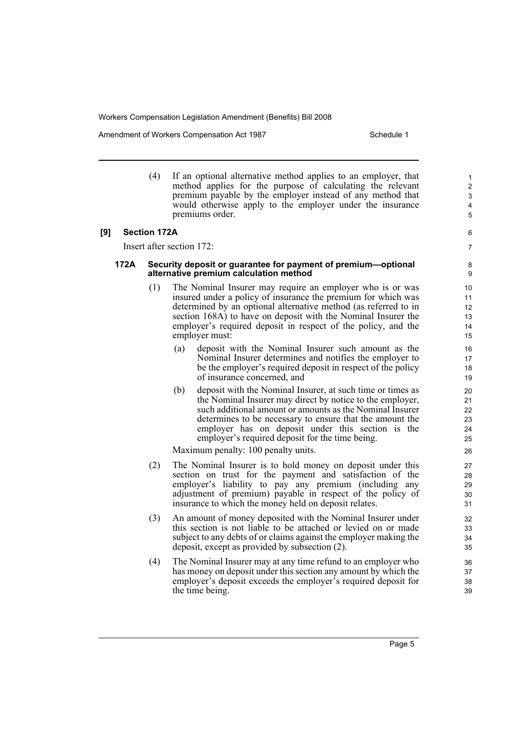(4) If an optional alternative method applies to an employer, that method applies for the purpose of calculating the relevant premium payable by the employer instead of any method that would otherwise apply to the employer under the insurance premiums order.

**[9] Section 172A**

Insert after section 172:

**172A Security deposit or guarantee for payment of premium—optional alternative premium calculation method**

(1) The Nominal Insurer may require an employer who is or was insured under a policy of insurance the premium for which was determined by an optional alternative method (as referred to in section 168A) to have on deposit with the Nominal Insurer the employer's required deposit in respect of the policy, and the employer must:

(a) deposit with the Nominal Insurer such amount as the Nominal Insurer determines and notifies the employer to be the employer's required deposit in respect of the policy of insurance concerned, and

(b) deposit with the Nominal Insurer, at such time or times as the Nominal Insurer may direct by notice to the employer, such additional amount or amounts as the Nominal Insurer determines to be necessary to ensure that the amount the employer has on deposit under this section is the employer's required deposit for the time being.

Maximum penalty: 100 penalty units.

(2) The Nominal Insurer is to hold money on deposit under this section on trust for the payment and satisfaction of the employer's liability to pay any premium (including any adjustment of premium) payable in respect of the policy of insurance to which the money held on deposit relates.

(3) An amount of money deposited with the Nominal Insurer under this section is not liable to be attached or levied on or made subject to any debts of or claims against the employer making the deposit, except as provided by subsection (2).

(4) The Nominal Insurer may at any time refund to an employer who has money on deposit under this section any amount by which the employer's deposit exceeds the employer's required deposit for the time being.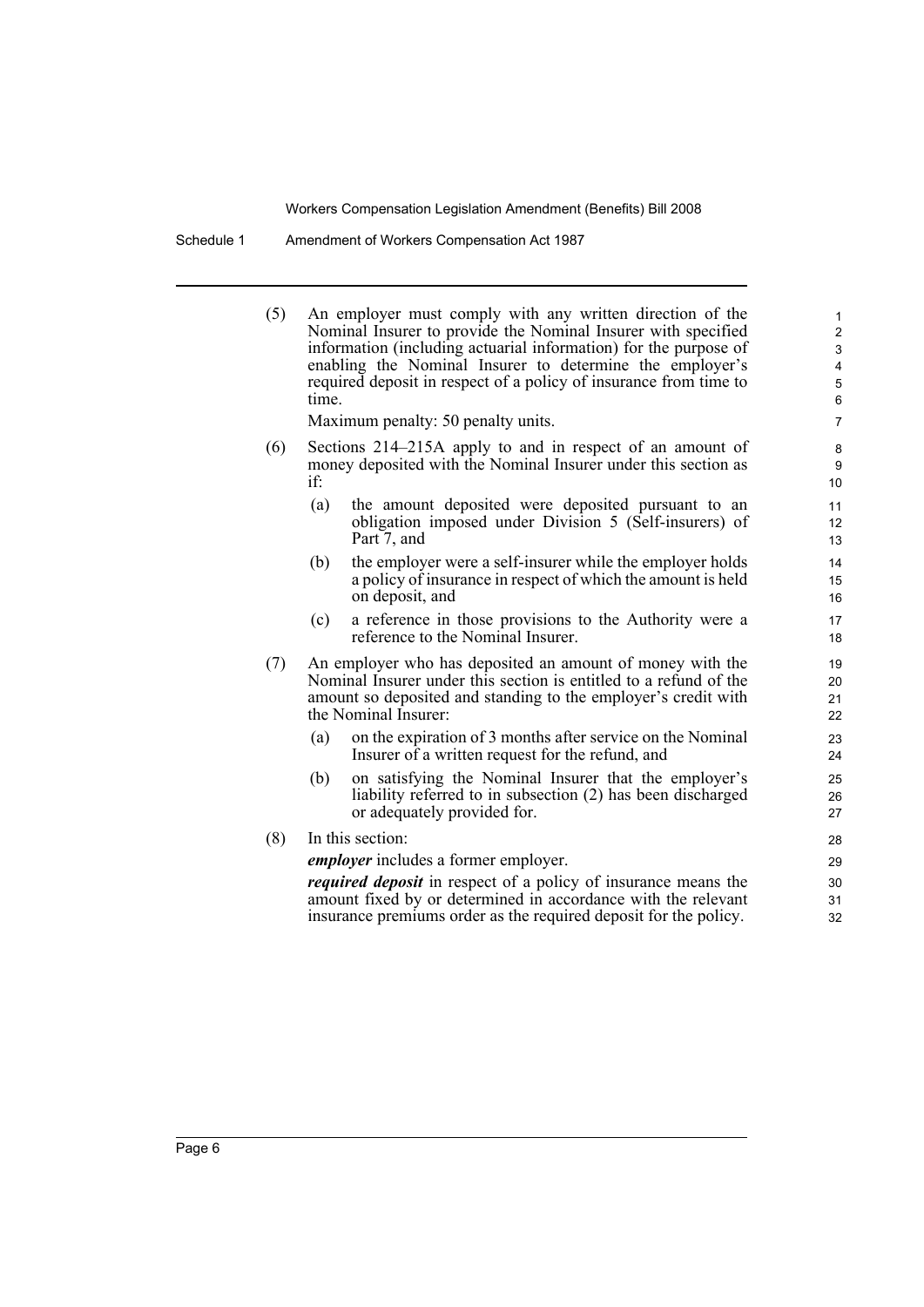(5) An employer must comply with any written direction of the Nominal Insurer to provide the Nominal Insurer with specified information (including actuarial information) for the purpose of enabling the Nominal Insurer to determine the employer's required deposit in respect of a policy of insurance from time to time.

Maximum penalty: 50 penalty units.

(6) Sections 214–215A apply to and in respect of an amount of money deposited with the Nominal Insurer under this section as if:

(a) the amount deposited were deposited pursuant to an obligation imposed under Division 5 (Self-insurers) of Part 7, and

(b) the employer were a self-insurer while the employer holds a policy of insurance in respect of which the amount is held on deposit, and

(c) a reference in those provisions to the Authority were a reference to the Nominal Insurer.

(7) An employer who has deposited an amount of money with the Nominal Insurer under this section is entitled to a refund of the amount so deposited and standing to the employer's credit with the Nominal Insurer:

(a) on the expiration of 3 months after service on the Nominal Insurer of a written request for the refund, and

(b) on satisfying the Nominal Insurer that the employer's liability referred to in subsection (2) has been discharged or adequately provided for.

(8) In this section:

***employer*** includes a former employer.

***required deposit*** in respect of a policy of insurance means the amount fixed by or determined in accordance with the relevant insurance premiums order as the required deposit for the policy.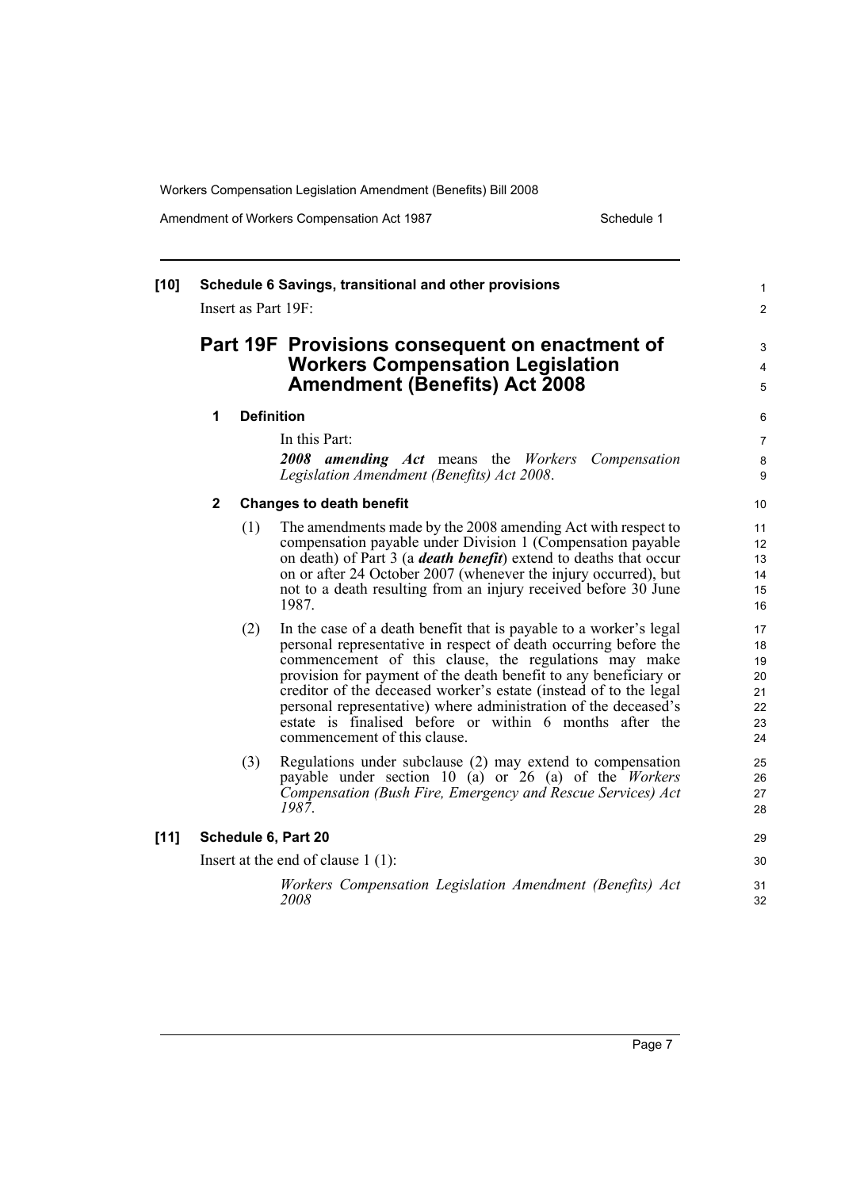**[10] Schedule 6 Savings, transitional and other provisions**

Insert as Part 19F:

## Part 19F Provisions consequent on enactment of Workers Compensation Legislation Amendment (Benefits) Act 2008

### 1 Definition

In this Part:

***2008 amending Act*** means the *Workers Compensation Legislation Amendment (Benefits) Act 2008*.

### 2 Changes to death benefit

(1) The amendments made by the 2008 amending Act with respect to compensation payable under Division 1 (Compensation payable on death) of Part 3 (a ***death benefit***) extend to deaths that occur on or after 24 October 2007 (whenever the injury occurred), but not to a death resulting from an injury received before 30 June 1987.

(2) In the case of a death benefit that is payable to a worker's legal personal representative in respect of death occurring before the commencement of this clause, the regulations may make provision for payment of the death benefit to any beneficiary or creditor of the deceased worker's estate (instead of to the legal personal representative) where administration of the deceased's estate is finalised before or within 6 months after the commencement of this clause.

(3) Regulations under subclause (2) may extend to compensation payable under section 10 (a) or 26 (a) of the *Workers Compensation (Bush Fire, Emergency and Rescue Services) Act 1987*.

**[11] Schedule 6, Part 20**

Insert at the end of clause 1 (1):

*Workers Compensation Legislation Amendment (Benefits) Act 2008*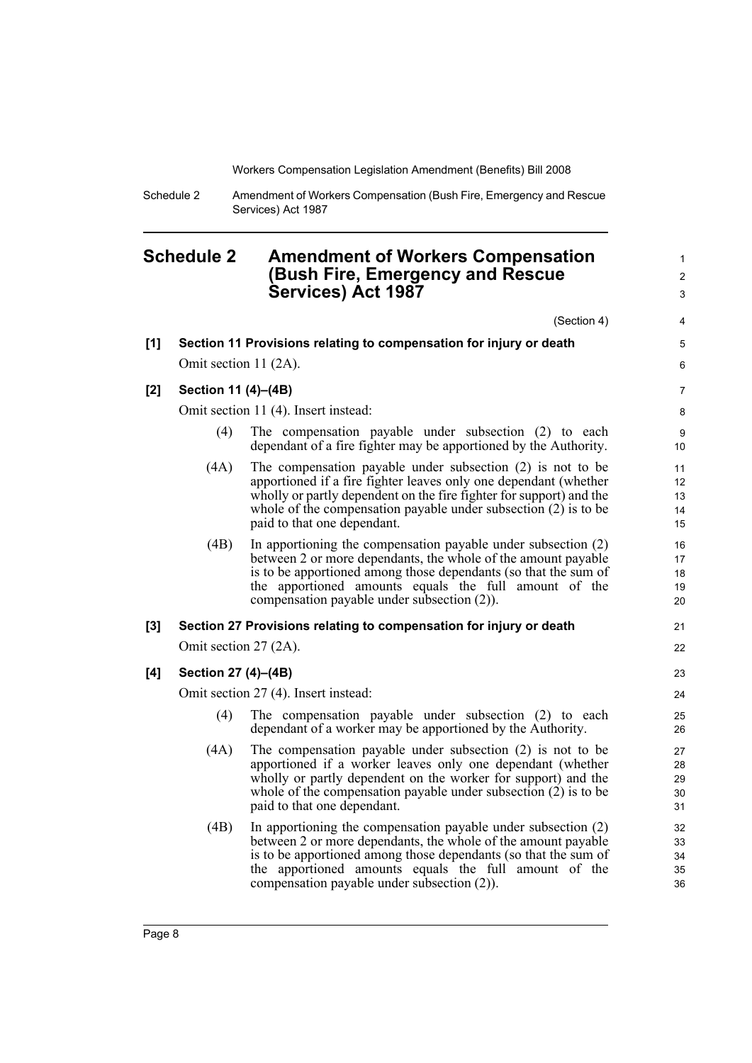# Schedule 2 Amendment of Workers Compensation (Bush Fire, Emergency and Rescue Services) Act 1987

(Section 4)

**[1] Section 11 Provisions relating to compensation for injury or death**

Omit section 11 (2A).

**[2] Section 11 (4)–(4B)**

Omit section 11 (4). Insert instead:

(4) The compensation payable under subsection (2) to each dependant of a fire fighter may be apportioned by the Authority.

(4A) The compensation payable under subsection (2) is not to be apportioned if a fire fighter leaves only one dependant (whether wholly or partly dependent on the fire fighter for support) and the whole of the compensation payable under subsection (2) is to be paid to that one dependant.

(4B) In apportioning the compensation payable under subsection (2) between 2 or more dependants, the whole of the amount payable is to be apportioned among those dependants (so that the sum of the apportioned amounts equals the full amount of the compensation payable under subsection (2)).

**[3] Section 27 Provisions relating to compensation for injury or death**

Omit section 27 (2A).

**[4] Section 27 (4)–(4B)**

Omit section 27 (4). Insert instead:

(4) The compensation payable under subsection (2) to each dependant of a worker may be apportioned by the Authority.

(4A) The compensation payable under subsection (2) is not to be apportioned if a worker leaves only one dependant (whether wholly or partly dependent on the worker for support) and the whole of the compensation payable under subsection (2) is to be paid to that one dependant.

(4B) In apportioning the compensation payable under subsection (2) between 2 or more dependants, the whole of the amount payable is to be apportioned among those dependants (so that the sum of the apportioned amounts equals the full amount of the compensation payable under subsection (2)).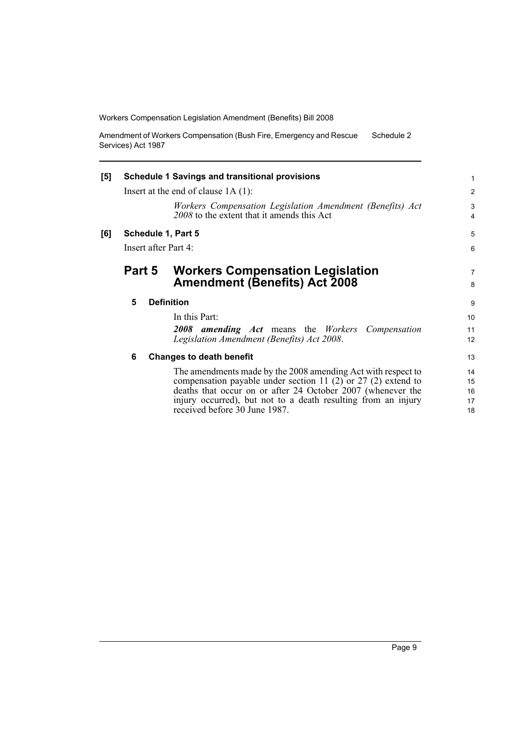**[5] Schedule 1 Savings and transitional provisions**

Insert at the end of clause 1A (1):

*Workers Compensation Legislation Amendment (Benefits) Act 2008* to the extent that it amends this Act

**[6] Schedule 1, Part 5**

Insert after Part 4:

## Part 5 Workers Compensation Legislation Amendment (Benefits) Act 2008

### 5 Definition

In this Part:

***2008 amending Act*** means the *Workers Compensation Legislation Amendment (Benefits) Act 2008*.

### 6 Changes to death benefit

The amendments made by the 2008 amending Act with respect to compensation payable under section 11 (2) or 27 (2) extend to deaths that occur on or after 24 October 2007 (whenever the injury occurred), but not to a death resulting from an injury received before 30 June 1987.